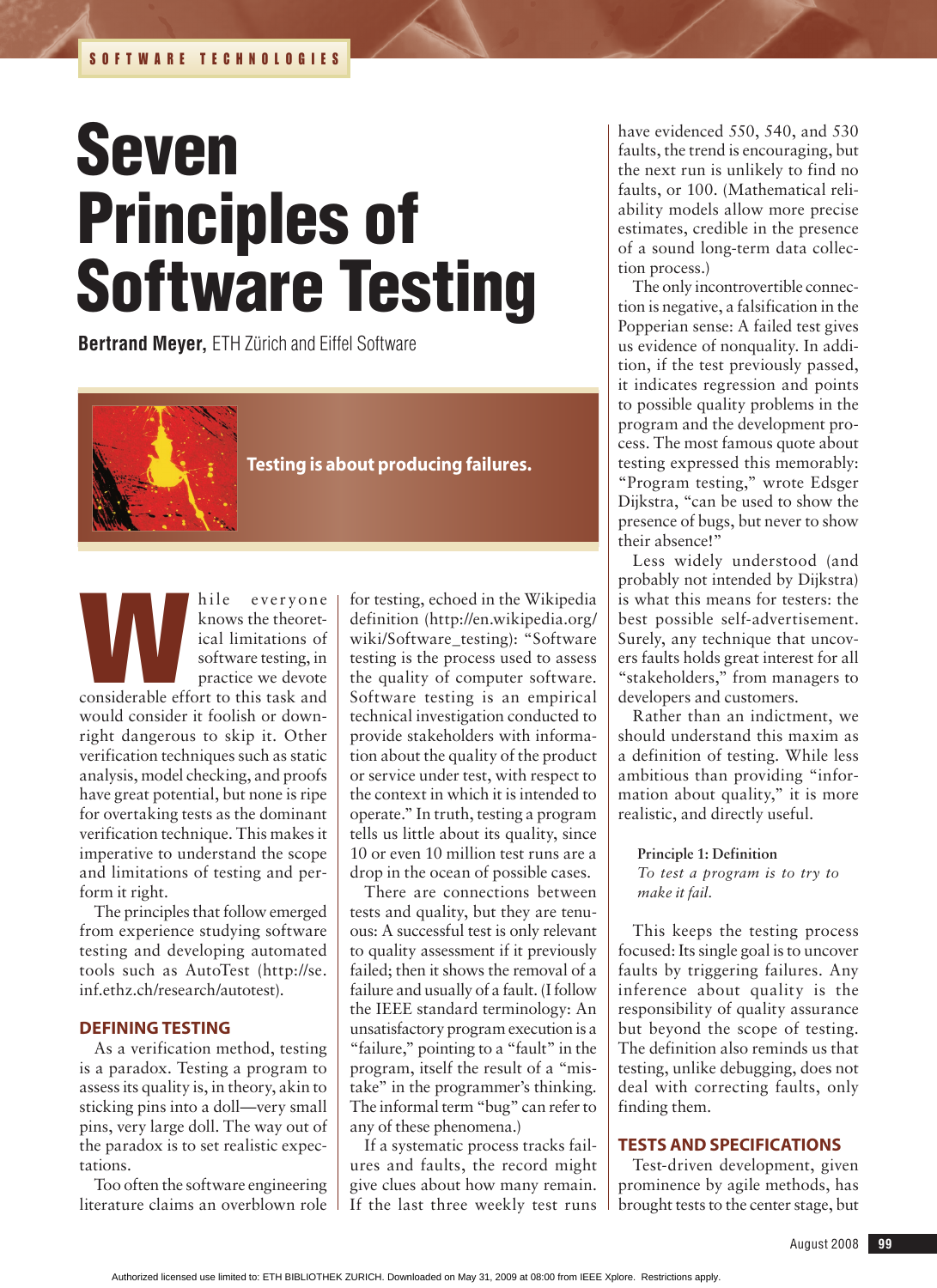# Seven Principles of Software Testing

**Bertrand Meyer,** ETH Zürich and Eiffel Software

**Testing is about producing failures.**

While everyone knows the theoretical limitations of software testing, in practice we devote considerable effort to this task and would consider it foolish or downright dangerous to skip it. Other verification techniques such as static analysis, model checking, and proofs have great potential, but none is ripe for overtaking tests as the dominant verification technique. This makes it imperative to understand the scope and limitations of testing and perform it right.

The principles that follow emerged from experience studying software testing and developing automated tools such as AutoTest (http://se.inf.ethz.ch/research/autotest).

## DEFINING TESTING

As a verification method, testing is a paradox. Testing a program to assess its quality is, in theory, akin to sticking pins into a doll—very small pins, very large doll. The way out of the paradox is to set realistic expectations.

Too often the software engineering literature claims an overblown role for testing, echoed in the Wikipedia definition (http://en.wikipedia.org/wiki/Software_testing): "Software testing is the process used to assess the quality of computer software. Software testing is an empirical technical investigation conducted to provide stakeholders with information about the quality of the product or service under test, with respect to the context in which it is intended to operate." In truth, testing a program tells us little about its quality, since 10 or even 10 million test runs are a drop in the ocean of possible cases.

There are connections between tests and quality, but they are tenuous: A successful test is only relevant to quality assessment if it previously failed; then it shows the removal of a failure and usually of a fault. (I follow the IEEE standard terminology: An unsatisfactory program execution is a "failure," pointing to a "fault" in the program, itself the result of a "mistake" in the programmer's thinking. The informal term "bug" can refer to any of these phenomena.)

If a systematic process tracks failures and faults, the record might give clues about how many remain. If the last three weekly test runs have evidenced 550, 540, and 530 faults, the trend is encouraging, but the next run is unlikely to find no faults, or 100. (Mathematical reliability models allow more precise estimates, credible in the presence of a sound long-term data collection process.)

The only incontrovertible connection is negative, a falsification in the Popperian sense: A failed test gives us evidence of nonquality. In addition, if the test previously passed, it indicates regression and points to possible quality problems in the program and the development process. The most famous quote about testing expressed this memorably: "Program testing," wrote Edsger Dijkstra, "can be used to show the presence of bugs, but never to show their absence!"

Less widely understood (and probably not intended by Dijkstra) is what this means for testers: the best possible self-advertisement. Surely, any technique that uncovers faults holds great interest for all "stakeholders," from managers to developers and customers.

Rather than an indictment, we should understand this maxim as a definition of testing. While less ambitious than providing "information about quality," it is more realistic, and directly useful.

> **Principle 1: Definition**
> *To test a program is to try to make it fail.*

This keeps the testing process focused: Its single goal is to uncover faults by triggering failures. Any inference about quality is the responsibility of quality assurance but beyond the scope of testing. The definition also reminds us that testing, unlike debugging, does not deal with correcting faults, only finding them.

## TESTS AND SPECIFICATIONS

Test-driven development, given prominence by agile methods, has brought tests to the center stage, but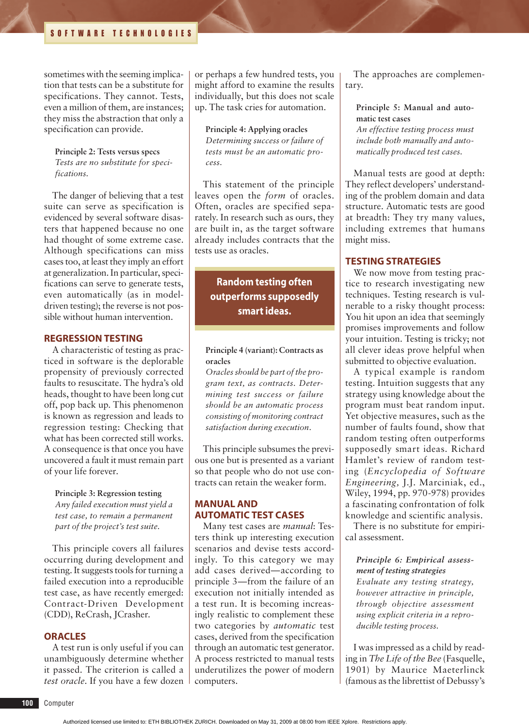sometimes with the seeming implication that tests can be a substitute for specifications. They cannot. Tests, even a million of them, are instances; they miss the abstraction that only a specification can provide.

> **Principle 2: Tests versus specs**
> *Tests are no substitute for specifications.*

The danger of believing that a test suite can serve as specification is evidenced by several software disasters that happened because no one had thought of some extreme case. Although specifications can miss cases too, at least they imply an effort at generalization. In particular, specifications can serve to generate tests, even automatically (as in model-driven testing); the reverse is not possible without human intervention.

## REGRESSION TESTING

A characteristic of testing as practiced in software is the deplorable propensity of previously corrected faults to resuscitate. The hydra's old heads, thought to have been long cut off, pop back up. This phenomenon is known as regression and leads to regression testing: Checking that what has been corrected still works. A consequence is that once you have uncovered a fault it must remain part of your life forever.

> **Principle 3: Regression testing**
> *Any failed execution must yield a test case, to remain a permanent part of the project's test suite.*

This principle covers all failures occurring during development and testing. It suggests tools for turning a failed execution into a reproducible test case, as have recently emerged: Contract-Driven Development (CDD), ReCrash, JCrasher.

## ORACLES

A test run is only useful if you can unambiguously determine whether it passed. The criterion is called a *test oracle*. If you have a few dozen or perhaps a few hundred tests, you might afford to examine the results individually, but this does not scale up. The task cries for automation.

> **Principle 4: Applying oracles**
> *Determining success or failure of tests must be an automatic process.*

This statement of the principle leaves open the *form* of oracles. Often, oracles are specified separately. In research such as ours, they are built in, as the target software already includes contracts that the tests use as oracles.

**Random testing often outperforms supposedly smart ideas.**

> **Principle 4 (variant): Contracts as oracles**
> *Oracles should be part of the program text, as contracts. Determining test success or failure should be an automatic process consisting of monitoring contract satisfaction during execution.*

This principle subsumes the previous one but is presented as a variant so that people who do not use contracts can retain the weaker form.

## MANUAL AND AUTOMATIC TEST CASES

Many test cases are *manual*: Testers think up interesting execution scenarios and devise tests accordingly. To this category we may add cases derived—according to principle 3—from the failure of an execution not initially intended as a test run. It is becoming increasingly realistic to complement these two categories by *automatic* test cases, derived from the specification through an automatic test generator. A process restricted to manual tests underutilizes the power of modern computers.

The approaches are complementary.

> **Principle 5: Manual and automatic test cases**
> *An effective testing process must include both manually and automatically produced test cases.*

Manual tests are good at depth: They reflect developers' understanding of the problem domain and data structure. Automatic tests are good at breadth: They try many values, including extremes that humans might miss.

## TESTING STRATEGIES

We now move from testing practice to research investigating new techniques. Testing research is vulnerable to a risky thought process: You hit upon an idea that seemingly promises improvements and follow your intuition. Testing is tricky; not all clever ideas prove helpful when submitted to objective evaluation.

A typical example is random testing. Intuition suggests that any strategy using knowledge about the program must beat random input. Yet objective measures, such as the number of faults found, show that random testing often outperforms supposedly smart ideas. Richard Hamlet's review of random testing (*Encyclopedia of Software Engineering*, J.J. Marciniak, ed., Wiley, 1994, pp. 970-978) provides a fascinating confrontation of folk knowledge and scientific analysis.

There is no substitute for empirical assessment.

> ***Principle 6: Empirical assessment of testing strategies***
> *Evaluate any testing strategy, however attractive in principle, through objective assessment using explicit criteria in a reproducible testing process.*

I was impressed as a child by reading in *The Life of the Bee* (Fasquelle, 1901) by Maurice Maeterlinck (famous as the librettist of Debussy's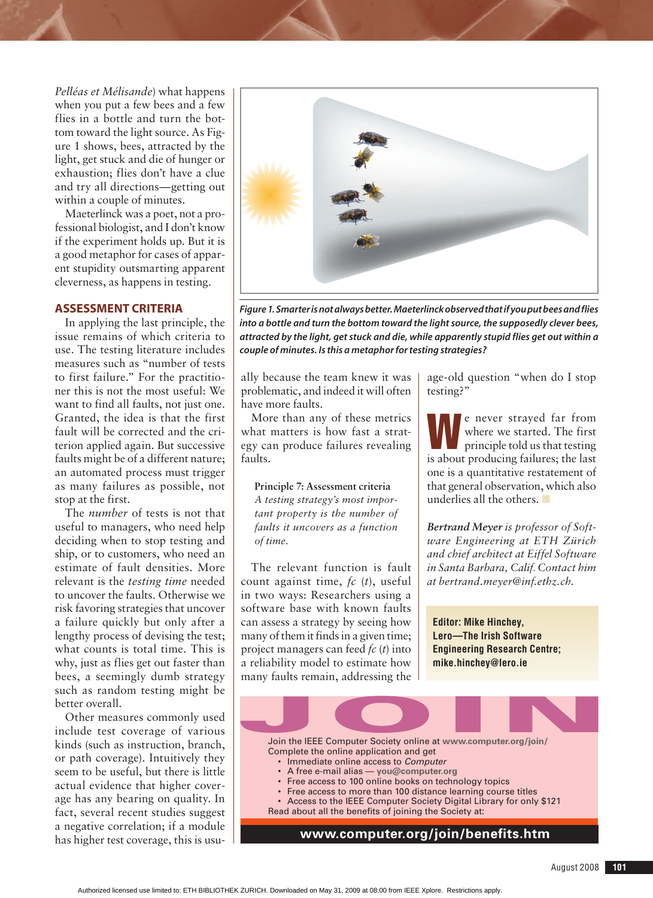*Pelléas et Mélisande*) what happens when you put a few bees and a few flies in a bottle and turn the bottom toward the light source. As Figure 1 shows, bees, attracted by the light, get stuck and die of hunger or exhaustion; flies don't have a clue and try all directions—getting out within a couple of minutes.

Maeterlinck was a poet, not a professional biologist, and I don't know if the experiment holds up. But it is a good metaphor for cases of apparent stupidity outsmarting apparent cleverness, as happens in testing.

*Figure 1. Smarter is not always better. Maeterlinck observed that if you put bees and flies into a bottle and turn the bottom toward the light source, the supposedly clever bees, attracted by the light, get stuck and die, while apparently stupid flies get out within a couple of minutes. Is this a metaphor for testing strategies?*

## ASSESSMENT CRITERIA

In applying the last principle, the issue remains of which criteria to use. The testing literature includes measures such as "number of tests to first failure." For the practitioner this is not the most useful: We want to find all faults, not just one. Granted, the idea is that the first fault will be corrected and the criterion applied again. But successive faults might be of a different nature; an automated process must trigger as many failures as possible, not stop at the first.

The *number* of tests is not that useful to managers, who need help deciding when to stop testing and ship, or to customers, who need an estimate of fault densities. More relevant is the *testing time* needed to uncover the faults. Otherwise we risk favoring strategies that uncover a failure quickly but only after a lengthy process of devising the test; what counts is total time. This is why, just as flies get out faster than bees, a seemingly dumb strategy such as random testing might be better overall.

Other measures commonly used include test coverage of various kinds (such as instruction, branch, or path coverage). Intuitively they seem to be useful, but there is little actual evidence that higher coverage has any bearing on quality. In fact, several recent studies suggest a negative correlation; if a module has higher test coverage, this is usually because the team knew it was problematic, and indeed it will often have more faults.

More than any of these metrics what matters is how fast a strategy can produce failures revealing faults.

> **Principle 7: Assessment criteria**
> *A testing strategy's most important property is the number of faults it uncovers as a function of time.*

The relevant function is fault count against time, $fc(t)$, useful in two ways: Researchers using a software base with known faults can assess a strategy by seeing how many of them it finds in a given time; project managers can feed $fc(t)$ into a reliability model to estimate how many faults remain, addressing the age-old question "when do I stop testing?"

We never strayed far from where we started. The first principle told us that testing is about producing failures; the last one is a quantitative restatement of that general observation, which also underlies all the others. ■

*Bertrand Meyer is professor of Software Engineering at ETH Zürich and chief architect at Eiffel Software in Santa Barbara, Calif. Contact him at bertrand.meyer@inf.ethz.ch.*

**Editor: Mike Hinchey, Lero—The Irish Software Engineering Research Centre; mike.hinchey@lero.ie**

# JOIN

Join the IEEE Computer Society online at **www.computer.org/join/**

Complete the online application and get

- Immediate online access to *Computer*
- A free e-mail alias — **you@computer.org**
- Free access to 100 online books on technology topics
- Free access to more than 100 distance learning course titles
- Access to the IEEE Computer Society Digital Library for only $121

Read about all the benefits of joining the Society at:

**www.computer.org/join/benefits.htm**